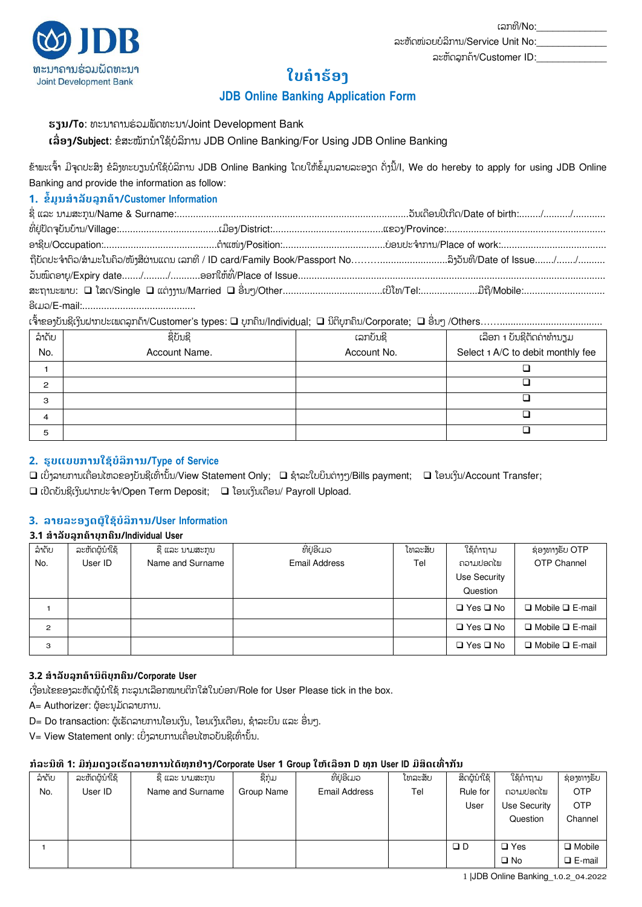ເລກທີ/No:_____________

ລະຫັດໜ່ວຍບໍລິການ/Service Unit No:_____________

ລະຫັດລູກຄ້າ/Customer ID:_____________

JDB

ທະນາຄານຮ່ວມພັດທະນາ

Joint Development Bank

# ໃບຄຳຮ້ອງ

## JDB Online Banking Application Form

**ຮຽນ/To**: ທະນາຄານຮ່ວມພັດທະນາ/Joint Development Bank

**ເລື່ອງ/Subject**: ຂໍສະໝັກນຳໃຊ້ບໍລິການ JDB Online Banking/For Using JDB Online Banking

ຂ້າພະເຈົ້າ ມີຈຸດປະສົງ ຂໍລົງທະບຽນນຳໃຊ້ບໍລິການ JDB Online Banking ໂດຍໃຫ້ຂໍ້ມູນລາຍລະອຽດ ດັ່ງນີ້/I, We do hereby to apply for using JDB Online Banking and provide the information as follow:

### 1. ຂໍ້ມູນສຳລັບລູກຄ້າ/Customer Information

ຊື່ ແລະ ນາມສະກຸນ/Name & Surname:.......................................................................................ວັນເດືອນປີເກີດ/Date of birth:......../........../............

ທີ່ຢູ່ປັດຈຸບັນບ້ານ/Village:....................................ເມືອງ/District:........................................ແຂວງ/Province:..........................................................

ອາຊີບ/Occupation:..........................................ຕຳແໜ່ງ/Position:.....................................ບ່ອນປະຈຳການ/Place of work:.......................................

ຖືບັດປະຈຳຕົວ/ສຳມະໂນຄົວ/ໜັງສືຜ່ານແດນ ເລກທີ / ID card/Family Book/Passport No……….........................ລົງວັນທີ/Date of Issue......./......./.........

ວັນໝົດອາຍຸ/Expiry date......./........./...........ອອກໃຫ້ທີ່/Place of Issue.................................................................................................

ສະຖານະພາບ: ❑ ໂສດ/Single ❑ ແຕ່ງງານ/Married ❑ ອື່ນໆ/Other.....................................ເບີໂທ/Tel:.....................ມືຖື/Mobile:..............................

ອີເມວ/E-mail:.........................................

ເຈົ້າຂອງບັນຊີເງິນຝາກປະເພດລູກຄ້າ/Customer's types: ❑ ບຸກຄົນ/Individual; ❑ ນິຕິບຸກຄົນ/Corporate; ❑ ອື່ນໆ /Others……......................................

| ລຳດັບ No. | ຊື່ບັນຊີ Account Name. | ເລກບັນຊີ Account No. | ເລືອກ 1 ບັນຊີຕັດຄ່າທຳນຽມ Select 1 A/C to debit monthly fee |
|---|---|---|---|
| 1 | | | ❑ |
| 2 | | | ❑ |
| 3 | | | ❑ |
| 4 | | | ❑ |
| 5 | | | ❑ |

### 2. ຮູບແບບການໃຊ້ບໍລິການ/Type of Service

❑ ເບິ່ງລາຍການເຄື່ອນໄຫວຂອງບັນຊີເທົ່ານັ້ນ/View Statement Only; ❑ ຊຳລະໃບບິນຕ່າງໆ/Bills payment; ❑ ໂອນເງິນ/Account Transfer;
❑ ເປີດບັນຊີເງິນຝາກປະຈຳ/Open Term Deposit; ❑ ໂອນເງິນເດືອນ/ Payroll Upload.

### 3. ລາຍລະອຽດຜູ້ໃຊ້ບໍລິການ/User Information

#### 3.1 ສຳລັບລູກຄ້າບຸກຄົນ/Individual User

| ລຳດັບ No. | ລະຫັດຜູ້ນຳໃຊ້ User ID | ຊື່ ແລະ ນາມສະກຸນ Name and Surname | ທີ່ຢູ່ອີເມວ Email Address | ໂທລະສັບ Tel | ໃຊ້ຄຳຖາມຄວາມປອດໄພ Use Security Question | ຊ່ອງທາງຮັບ OTP OTP Channel |
|---|---|---|---|---|---|---|
| 1 | | | | | ❑ Yes ❑ No | ❑ Mobile ❑ E-mail |
| 2 | | | | | ❑ Yes ❑ No | ❑ Mobile ❑ E-mail |
| 3 | | | | | ❑ Yes ❑ No | ❑ Mobile ❑ E-mail |

#### 3.2 ສຳລັບລູກຄ້ານິຕິບຸກຄົນ/Corporate User

ເງື່ອນໄຂຂອງລະຫັດຜູ້ນຳໃຊ້ ກະລຸນາເລືອກໝາຍຕິກໃສ່ໃນບ່ອນ/Role for User Please tick in the box.

A= Authorizer: ຜູ້ອະນຸມັດລາຍການ.

D= Do transaction: ຜູ້ເຮັດລາຍການໂອນເງິນ, ໂອນເງິນເດືອນ, ຊຳລະບິນ ແລະ ອື່ນໆ.

V= View Statement only: ເບິ່ງລາຍການເຄື່ອນໄຫວບັນຊີເທົ່ານັ້ນ.

**ກໍລະນີທີ 1: ມີກຸ່ມດຽວເຮັດລາຍການໄດ້ທຸກຢ່າງ/Corporate User 1 Group ໃຫ້ເລືອກ D ທຸກ User ID ມີສິດເທົ່າກັນ**

| ລຳດັບ No. | ລະຫັດຜູ້ນຳໃຊ້ User ID | ຊື່ ແລະ ນາມສະກຸນ Name and Surname | ຊື່ກຸ່ມ Group Name | ທີ່ຢູ່ອີເມວ Email Address | ໂທລະສັບ Tel | ສິດຜູ້ນຳໃຊ້ Rule for User | ໃຊ້ຄຳຖາມຄວາມປອດໄພ Use Security Question | ຊ່ອງທາງຮັບ OTP OTP Channel |
|---|---|---|---|---|---|---|---|---|
| 1 | | | | | | ❑ D | ❑ Yes ❑ No | ❑ Mobile ❑ E-mail |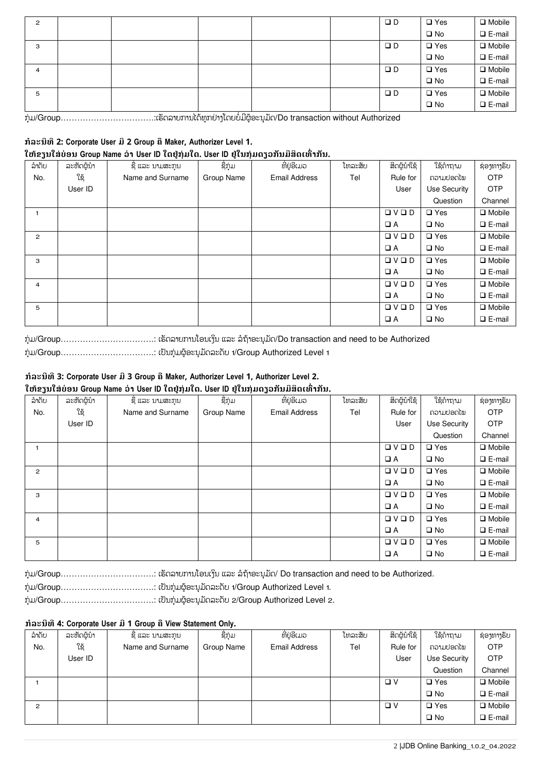| 2 | | | | | | ❑ D | ❑ Yes<br>❑ No | ❑ Mobile<br>❑ E-mail |
|---|---|---|---|---|---|---|---|---|
| 3 | | | | | | ❑ D | ❑ Yes<br>❑ No | ❑ Mobile<br>❑ E-mail |
| 4 | | | | | | ❑ D | ❑ Yes<br>❑ No | ❑ Mobile<br>❑ E-mail |
| 5 | | | | | | ❑ D | ❑ Yes<br>❑ No | ❑ Mobile<br>❑ E-mail |

ກຸ່ມ/Group……………………………:ເຮັດລາຍການໄດ້ທຸກຢ່າງໂດຍບໍ່ມີຜູ້ອະນຸມັດ/Do transaction without Authorized

### ກໍລະນີທີ 2: Corporate User ມີ 2 Group ຄື Maker, Authorizer Level 1.

**ໃຫ້ຂຽນໃສ່ບ່ອນ Group Name ວ່າ User ID ໃດຢູ່ກຸ່ມໃດ. User ID ຢູ່ໃນກຸ່ມດຽວກັນມີສິດເທົ່າກັນ.**

| ລໍາດັບ<br>No. | ລະຫັດຜູ້ນໍາໃຊ້<br>User ID | ຊື່ ແລະ ນາມສະກຸນ<br>Name and Surname | ຊື່ກຸ່ມ<br>Group Name | ທີ່ຢູ່ອີເມວ<br>Email Address | ໂທລະສັບ<br>Tel | ສິດຜູ້ນໍາໃຊ້<br>Rule for User | ໃຊ້ຄໍາຖາມຄວາມປອດໄພ<br>Use Security Question | ຊ່ອງທາງຮັບ OTP<br>OTP Channel |
|---|---|---|---|---|---|---|---|---|
| 1 | | | | | | ❑ V ❑ D<br>❑ A | ❑ Yes<br>❑ No | ❑ Mobile<br>❑ E-mail |
| 2 | | | | | | ❑ V ❑ D<br>❑ A | ❑ Yes<br>❑ No | ❑ Mobile<br>❑ E-mail |
| 3 | | | | | | ❑ V ❑ D<br>❑ A | ❑ Yes<br>❑ No | ❑ Mobile<br>❑ E-mail |
| 4 | | | | | | ❑ V ❑ D<br>❑ A | ❑ Yes<br>❑ No | ❑ Mobile<br>❑ E-mail |
| 5 | | | | | | ❑ V ❑ D<br>❑ A | ❑ Yes<br>❑ No | ❑ Mobile<br>❑ E-mail |

ກຸ່ມ/Group……………………………: ເຮັດລາຍການໂອນເງິນ ແລະ ລໍຖ້າອະນຸມັດ/Do transaction and need to be Authorized

ກຸ່ມ/Group……………………………: ເປັນກຸ່ມຜູ້ອະນຸມັດລະດັບ 1/Group Authorized Level 1

### ກໍລະນີທີ 3: Corporate User ມີ 3 Group ຄື Maker, Authorizer Level 1, Authorizer Level 2.

**ໃຫ້ຂຽນໃສ່ບ່ອນ Group Name ວ່າ User ID ໃດຢູ່ກຸ່ມໃດ. User ID ຢູ່ໃນກຸ່ມດຽວກັນມີສິດເທົ່າກັນ.**

| ລໍາດັບ<br>No. | ລະຫັດຜູ້ນໍາໃຊ້<br>User ID | ຊື່ ແລະ ນາມສະກຸນ<br>Name and Surname | ຊື່ກຸ່ມ<br>Group Name | ທີ່ຢູ່ອີເມວ<br>Email Address | ໂທລະສັບ<br>Tel | ສິດຜູ້ນໍາໃຊ້<br>Rule for User | ໃຊ້ຄໍາຖາມຄວາມປອດໄພ<br>Use Security Question | ຊ່ອງທາງຮັບ OTP<br>OTP Channel |
|---|---|---|---|---|---|---|---|---|
| 1 | | | | | | ❑ V ❑ D<br>❑ A | ❑ Yes<br>❑ No | ❑ Mobile<br>❑ E-mail |
| 2 | | | | | | ❑ V ❑ D<br>❑ A | ❑ Yes<br>❑ No | ❑ Mobile<br>❑ E-mail |
| 3 | | | | | | ❑ V ❑ D<br>❑ A | ❑ Yes<br>❑ No | ❑ Mobile<br>❑ E-mail |
| 4 | | | | | | ❑ V ❑ D<br>❑ A | ❑ Yes<br>❑ No | ❑ Mobile<br>❑ E-mail |
| 5 | | | | | | ❑ V ❑ D<br>❑ A | ❑ Yes<br>❑ No | ❑ Mobile<br>❑ E-mail |

ກຸ່ມ/Group……………………………: ເຮັດລາຍການໂອນເງິນ ແລະ ລໍຖ້າອະນຸມັດ/ Do transaction and need to be Authorized.

ກຸ່ມ/Group……………………………: ເປັນກຸ່ມຜູ້ອະນຸມັດລະດັບ 1/Group Authorized Level 1.

ກຸ່ມ/Group……………………………: ເປັນກຸ່ມຜູ້ອະນຸມັດລະດັບ 2/Group Authorized Level 2.

### ກໍລະນີທີ 4: Corporate User ມີ 1 Group ຄື View Statement Only.

| ລໍາດັບ<br>No. | ລະຫັດຜູ້ນໍາໃຊ້<br>User ID | ຊື່ ແລະ ນາມສະກຸນ<br>Name and Surname | ຊື່ກຸ່ມ<br>Group Name | ທີ່ຢູ່ອີເມວ<br>Email Address | ໂທລະສັບ<br>Tel | ສິດຜູ້ນໍາໃຊ້<br>Rule for User | ໃຊ້ຄໍາຖາມຄວາມປອດໄພ<br>Use Security Question | ຊ່ອງທາງຮັບ OTP<br>OTP Channel |
|---|---|---|---|---|---|---|---|---|
| 1 | | | | | | ❑ V | ❑ Yes<br>❑ No | ❑ Mobile<br>❑ E-mail |
| 2 | | | | | | ❑ V | ❑ Yes<br>❑ No | ❑ Mobile<br>❑ E-mail |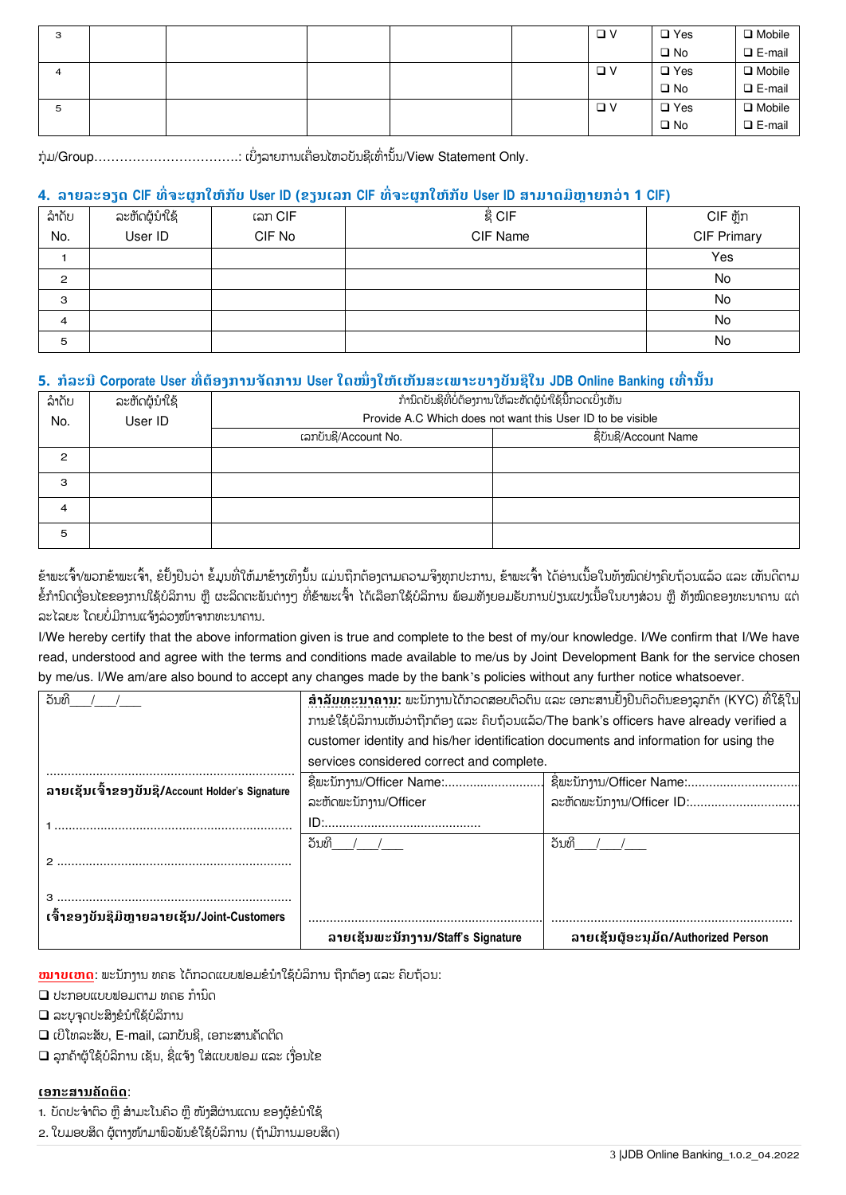| 3 | | | | | | ❑ V | ❑ Yes ❑ No | ❑ Mobile ❑ E-mail |
|---|---|---|---|---|---|---|---|---|
| 4 | | | | | | ❑ V | ❑ Yes ❑ No | ❑ Mobile ❑ E-mail |
| 5 | | | | | | ❑ V | ❑ Yes ❑ No | ❑ Mobile ❑ E-mail |

ກຸ່ມ/Group……………………………: ເບິ່ງລາຍການເຄື່ອນໄຫວບັນຊີເທົ່ານັ້ນ/View Statement Only.

## 4. ລາຍລະອຽດ CIF ທີ່ຈະຜູກໃຫ້ກັບ User ID (ຂຽນເລກ CIF ທີ່ຈະຜູກໃຫ້ກັບ User ID ສາມາດມີຫຼາຍກວ່າ 1 CIF)

| ລໍາດັບ No. | ລະຫັດຜູ້ນໍາໃຊ້ User ID | ເລກ CIF CIF No | ຊື່ CIF CIF Name | CIF ຫຼັກ CIF Primary |
|---|---|---|---|---|
| 1 | | | | Yes |
| 2 | | | | No |
| 3 | | | | No |
| 4 | | | | No |
| 5 | | | | No |

## 5. ກໍລະນີ Corporate User ທີ່ຕ້ອງການຈັດການ User ໃດໜຶ່ງໃຫ້ເຫັນສະເພາະບາງບັນຊີໃນ JDB Online Banking ເທົ່ານັ້ນ

| ລໍາດັບ No. | ລະຫັດຜູ້ນໍາໃຊ້ User ID | ກໍານົດບັນຊີທີ່ບໍ່ຕ້ອງການໃຫ້ລະຫັດຜູ້ນໍາໃຊ້ນີ້ກອດເບິ່ງເຫັນ Provide A.C Which does not want this User ID to be visible | |
|---|---|---|---|
| | | ເລກບັນຊີ/Account No. | ຊື່ບັນຊີ/Account Name |
| 2 | | | |
| 3 | | | |
| 4 | | | |
| 5 | | | |

ຂ້າພະເຈົ້າ/ພວກຂ້າພະເຈົ້າ, ຂໍຢັ້ງຢືນວ່າ ຂໍ້ມູນທີ່ໃຫ້ມາຂ້າງເທິງນັ້ນ ແມ່ນຖືກຕ້ອງຕາມຄວາມຈິງທຸກປະການ, ຂ້າພະເຈົ້າ ໄດ້ອ່ານເນື້ອໃນທັງໝົດຢ່າງຄົບຖ້ວນແລ້ວ ແລະ ເຫັນດີຕາມຂໍ້ກໍານົດເງື່ອນໄຂຂອງການໃຊ້ບໍລິການ ຫຼື ຜະລິດຕະພັນຕ່າງໆ ທີ່ຂ້າພະເຈົ້າ ໄດ້ເລືອກໃຊ້ບໍລິການ ພ້ອມທັງຍອມຮັບການປ່ຽນແປງເນື້ອໃນບາງສ່ວນ ຫຼື ທັງໝົດຂອງທະນາຄານ ແຕ່ລະໄລຍະ ໂດຍບໍ່ມີການແຈ້ງລ່ວງໜ້າຈາກທະນາຄານ.

I/We hereby certify that the above information given is true and complete to the best of my/our knowledge. I/We confirm that I/We have read, understood and agree with the terms and conditions made available to me/us by Joint Development Bank for the service chosen by me/us. I/We am/are also bound to accept any changes made by the bank's policies without any further notice whatsoever.

| ວັນທີ___/___/___ ……………………………… **ລາຍເຊັນເຈົ້າຂອງບັນຊີ/Account Holder's Signature** 1 ……………………… 2 ……………………… 3 ……………………… **ເຈົ້າຂອງບັນຊີມີຫຼາຍລາຍເຊັນ/Joint-Customers** | **ສໍານັກທະນາຄານ:** ພະນັກງານໄດ້ກວດສອບຕົວຕົນ ແລະ ເອກະສານຢັ້ງຢືນຕົວຕົນຂອງລູກຄ້າ (KYC) ທີ່ໃຊ້ໃນການຂໍໃຊ້ບໍລິການເຫັນວ່າຖືກຕ້ອງ ແລະ ຄົບຖ້ວນແລ້ວ/The bank's officers have already verified a customer identity and his/her identification documents and information for using the services considered correct and complete. | |
|---|---|---|
| | ຊື່ພະນັກງານ/Officer Name:……………… ລະຫັດພະນັກງານ/Officer ID:……………… | ຊື່ພະນັກງານ/Officer Name:……………… ລະຫັດພະນັກງານ/Officer ID:……………… |
| | ວັນທີ___/___/___ ……………………………… **ລາຍເຊັນພະນັກງານ/Staff's Signature** | ວັນທີ___/___/___ ……………………………… **ລາຍເຊັນຜູ້ອະນຸມັດ/Authorized Person** |

**ໝາຍເຫດ**: ພະນັກງານ ທຄຮ ໄດ້ກວດແບບຟອມຂໍນໍາໃຊ້ບໍລິການ ຖືກຕ້ອງ ແລະ ຄົບຖ້ວນ:

- ❑ ປະກອບແບບຟອມຕາມ ທຄຮ ກໍານົດ
- ❑ ລະບຸຈຸດປະສົງຂໍນໍາໃຊ້ບໍລິການ
- ❑ ເບີໂທລະສັບ, E-mail, ເລກບັນຊີ, ເອກະສານຄັດຕິດ
- ❑ ລູກຄ້າຜູ້ໃຊ້ບໍລິການ ເຊັນ, ຊື່ແຈ້ງ ໃສ່ແບບຟອມ ແລະ ເງື່ອນໄຂ

**ເອກະສານຄັດຕິດ**:

1. ບັດປະຈໍາຕົວ ຫຼື ສໍາມະໂນຄົວ ຫຼື ໜັງສືຜ່ານແດນ ຂອງຜູ້ຂໍນໍາໃຊ້
2. ໃບມອບສິດ ຜູ້ຕາງໜ້າມາພົວພັນຂໍໃຊ້ບໍລິການ (ຖ້າມີການມອບສິດ)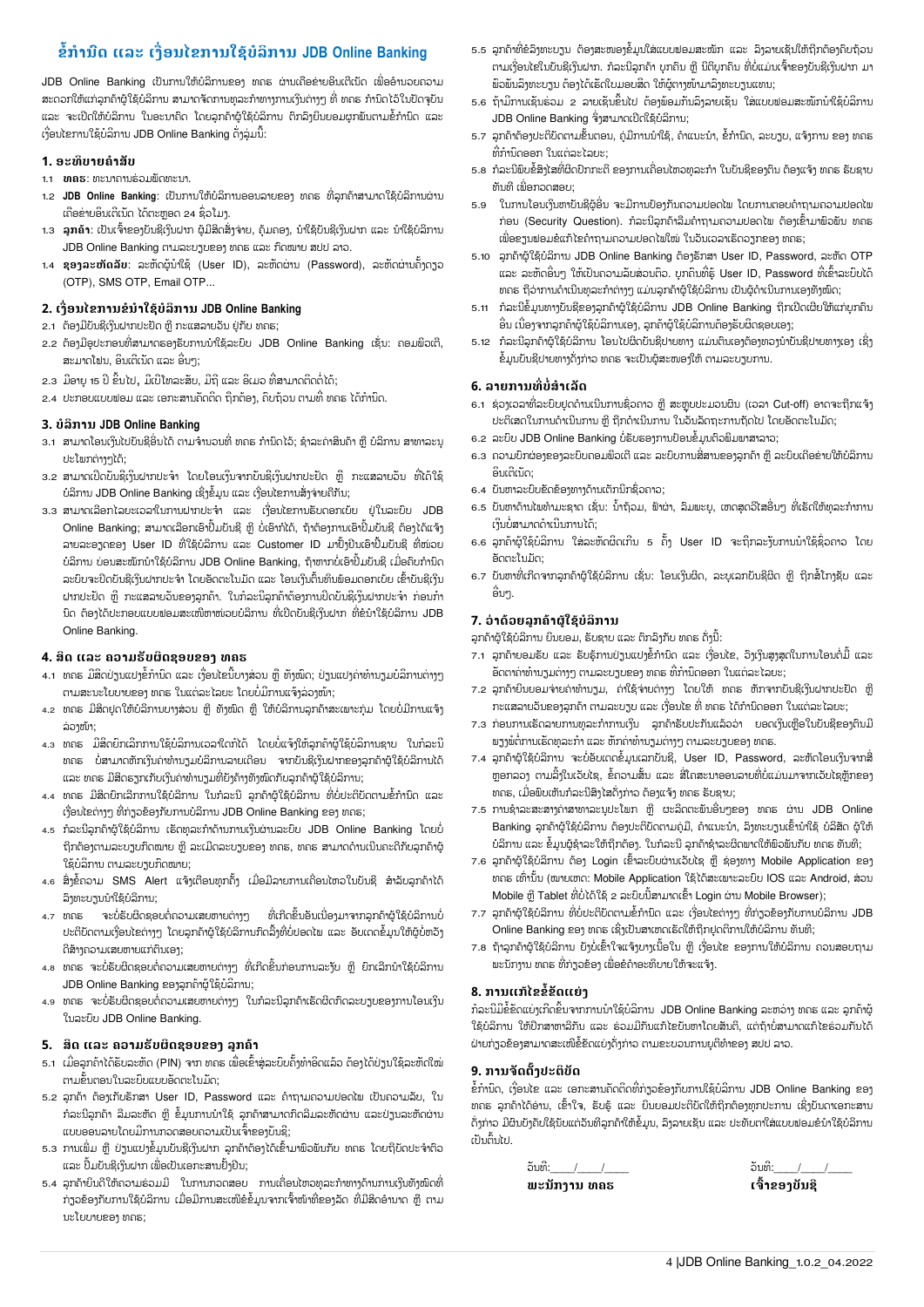# ຂໍ້ກຳນົດ ແລະ ເງື່ອນໄຂການໃຊ້ບໍລິການ JDB Online Banking

JDB Online Banking ເປັນການໃຫ້ບໍລິການຂອງ ທະນາຄານ ຜ່ານເຄືອຂ່າຍອິນເຕີເນັດ ເພື່ອອຳນວຍຄວາມສະດວກໃຫ້ແກ່ລູກຄ້າຜູ້ໃຊ້ບໍລິການ ສາມາດຈັດການທຸລະກຳທາງການເງິນຕ່າງໆ ທີ່ ທະນາຄານ ກຳນົດໄວ້ໃນປັດຈຸບັນ ແລະ ຈະເປີດໃຫ້ບໍລິການ ໃນອະນາຄົດ ໂດຍລູກຄ້າຜູ້ໃຊ້ບໍລິການ ຕົກລົງຍິນຍອມຜູກພັນຕາມຂໍ້ກຳນົດ ແລະ ເງື່ອນໄຂການໃຊ້ບໍລິການ JDB Online Banking ດັ່ງລຸ່ມນີ້:

## 1. ອະທິບາຍຄຳສັບ

1.1 **ທະນາຄານ**: ທະນາຄານຮ່ວມພັດທະນາ.

1.2 **JDB Online Banking**: ເປັນການໃຫ້ບໍລິການອອນລາຍຂອງ ທະນາຄານ ທີ່ລູກຄ້າສາມາດໃຊ້ບໍລິການຜ່ານເຄືອຂ່າຍອິນເຕີເນັດ ໄດ້ຕະຫຼອດ 24 ຊົ່ວໂມງ.

1.3 **ລູກຄ້າ**: ເປັນເຈົ້າຂອງບັນຊີເງິນຝາກ ຜູ້ມີສິດສັ່ງຈ່າຍ, ຄູ່ມອບ, ນຳໃຊ້ບັນຊີເງິນຝາກ ແລະ ນຳໃຊ້ບໍລິການ JDB Online Banking ຕາມລະບຽບຂອງ ທະນາຄານ ແລະ ກົດໝາຍ ສປປ ລາວ.

1.4 **ຊອງລະຫັດລັບ**: ລະຫັດຜູ້ນຳໃຊ້ (User ID), ລະຫັດຜ່ານ (Password), ລະຫັດຜ່ານຄັ້ງດຽວ (OTP), SMS OTP, Email OTP...

## 2. ເງື່ອນໄຂການຂໍນຳໃຊ້ບໍລິການ JDB Online Banking

2.1 ຕ້ອງມີບັນຊີເງິນຝາກປະຢັດ ຫຼື ກະແສລາຍວັນ ຢູ່ກັບ ທະນາຄານ;

2.2 ຕ້ອງມີອຸປະກອນທີ່ສາມາດຮອງຮັບການນຳໃຊ້ລະບົບ JDB Online Banking ເຊັ່ນ: ຄອມພິວເຕີ, ສະມາດໂຟນ, ອິນເຕີເນັດ ແລະ ອື່ນໆ;

2.3 ມີອາຍຸ 15 ປີ ຂຶ້ນໄປ, ມີເປົ້າໝາຍສະຫຼັບ, ມີຖິ່ນ ແລະ ອີເມວ ທີ່ສາມາດຕິດຕໍ່ໄດ້;

2.4 ປະກອບແບບຟອມ ແລະ ເອກະສານຄັດຕິດ ຖືກຕ້ອງ, ຄົບຖ້ວນ ຕາມທີ່ ທະນາຄານ ໄດ້ກຳນົດ.

## 3. ບໍລິການ JDB Online Banking

3.1 ສາມາດໂອນເງິນໄປບັນຊີອື່ນໄດ້ ຕາມຈຳນວນທີ່ ທະນາຄານ ກຳນົດໄວ້; ຊຳລະຄ່າສິນຄ້າ ຫຼື ບໍລິການ ສາທາລະນູປະໂພກຕ່າງໆໄດ້;

3.2 ສາມາດເປີດບັນຊີເງິນຝາກປະຈຳ ໂດຍໂອນເງິນຈາກບັນຊີເງິນຝາກປະຢັດ ຫຼື ກະແສລາຍວັນ ທີ່ໄດ້ໃຊ້ບໍລິການ JDB Online Banking ເຊິ່ງຂໍ້ມູນ ແລະ ເງື່ອນໄຂການສັ່ງຈ່າຍດັ່ງກ່າວ;

3.3 ສາມາດເລືອກໄລຍະເວລາໃນການຝາກປະຈຳ ແລະ ເງື່ອນໄຂການຮັບດອກເບ້ຍ ຢູ່ໃນລະບົບ JDB Online Banking; ສາມາດເລືອກເອົາປົ້ມບັນຊີ ຫຼື ບໍ່ເອົາກໍໄດ້, ຖ້າຕ້ອງການເອົາປົ້ມບັນຊີ ຕ້ອງໄດ້ແຈ້ງລາຍລະອຽດຂອງ User ID ທີ່ໃຊ້ຂໍ້ມູນ ແລະ Customer ID ມາຢືນຢັນເອົາປົ້ມບັນຊີ ທີ່ໜ່ວຍບໍລິການ ບ່ອນສະໝັກນຳໃຊ້ບໍລິການ JDB Online Banking, ຖ້າຫາກບໍ່ເອົາປົ້ມບັນຊີ ເມື່ອຄົບກຳນົດລະບົບຈະປິດບັນຊີເງິນຝາກປະຈຳ ໂດຍອັດຕະໂນມັດ ແລະ ໂອນເງິນຕົ້ນທຶນພ້ອມດອກເບ້ຍ ເຂົ້າບັນຊີເງິນຝາກປະຢັດ ຫຼື ກະແສລາຍວັນຂອງລູກຄ້າ. ໃນກໍລະນີລູກຄ້າຕ້ອງການປິດບັນຊີເງິນຝາກປະຈຳ ກ່ອນກຳນົດ ຕ້ອງໄດ້ປະກອບແບບຟອມສະເໜີຫາໜ່ວຍບໍລິການ ທີ່ເປີດບັນຊີເງິນຝາກ ທີ່ຂໍນຳໃຊ້ບໍລິການ JDB Online Banking.

## 4. ສິດ ແລະ ຄວາມຮັບຜິດຊອບຂອງ ທະນາຄານ

4.1 ທະນາຄານ ມີສິດປ່ຽນແປງຂໍ້ກຳນົດ ແລະ ເງື່ອນໄຂນີ້ບາງສ່ວນ ຫຼື ທັງໝົດ; ປ່ຽນແປງຄ່າທຳນຽມບໍລິການຕ່າງໆ ຕາມສະພາບໃນແຕ່ລະໄລຍະຂອງ ທະນາຄານ ໂດຍບໍ່ມີການແຈ້ງລ່ວງໜ້າ;

4.2 ທະນາຄານ ມີສິດຢຸດໃຫ້ບໍລິການບາງສ່ວນ ຫຼື ທັງໝົດ ຫຼື ໃຫ້ບໍລິການລູກຄ້າສະເພາະກຸ່ມ ໂດຍບໍ່ມີການແຈ້ງລ່ວງໜ້າ;

4.3 ທະນາຄານ ມີສິດຍົກເລີກການໃຊ້ບໍລິການເວລາໃດກໍໄດ້ ໂດຍບໍ່ແຈ້ງໃຫ້ລູກຄ້າຜູ້ໃຊ້ບໍລິການຊາບ ໃນກໍລະນີ ທະນາຄານ ບໍ່ສາມາດຫັກເງິນຄ່າທຳນຽມບໍລິການລາຍເດືອນ ຈາກບັນຊີເງິນຝາກຂອງລູກຄ້າຜູ້ໃຊ້ບໍລິການໄດ້ ແລະ ທະນາຄານ ມີສິດຮຽກເກັບຄ່າທຳນຽມທີ່ຍັງຄ້າງທັງໝົດກັບລູກຄ້າຜູ້ໃຊ້ບໍລິການ;

4.4 ທະນາຄານ ມີສິດຍົກເລີກການໃຊ້ບໍລິການ ໃນກໍລະນີ ລູກຄ້າຜູ້ໃຊ້ບໍລິການ ທີ່ບໍ່ປະຕິບັດຕາມຂໍ້ກຳນົດ ແລະ ເງື່ອນໄຂຕ່າງໆ ທີ່ກ່ຽວຂ້ອງກັບການບໍລິການ JDB Online Banking ຂອງ ທະນາຄານ;

4.5 ກໍລະນີລູກຄ້າຜູ້ໃຊ້ບໍລິການ ເຮັດທຸລະກຳດ້ານການເງິນຜ່ານລະບົບ JDB Online Banking ໂດຍບໍ່ຖືກຕ້ອງຕາມລະບຽບກົດໝາຍ ຫຼື ລະເມີດລະບຽບຂອງ ທະນາຄານ, ທະນາຄານ ສາມາດດຳເນີນຄະດີກັບລູກຄ້າຜູ້ໃຊ້ບໍລິການ ຕາມລະບຽບກົດໝາຍ;

4.6 ສົ່ງຂໍ້ຄວາມ SMS Alert ແຈ້ງເຕືອນທຸກຄັ້ງ ເມື່ອມີລາຍການເຄື່ອນໄຫວໃນບັນຊີ ສຳລັບລູກຄ້າໄດ້ລົງທະບຽນນຳໃຊ້ບໍລິການ;

4.7 ທະນາຄານ ຈະບໍ່ຮັບຜິດຊອບຕໍ່ຄວາມເສຍຫາຍຕ່າງໆ ທີ່ເກີດຂຶ້ນອັນເນື່ອງມາຈາກລູກຄ້າຜູ້ໃຊ້ບໍລິການບໍ່ປະຕິບັດຕາມເງື່ອນໄຂຕ່າງໆ ໂດຍລູກຄ້າຜູ້ໃຊ້ບໍລິການກົດລິ້ງທີ່ບໍ່ປອດໄພ ແລະ ອິນເຕີເນັດທີ່ບໍ່ໝັ້ນໃຫ້ຜູ້ອື່ນຫຼອກລວງ ກີ່ສົ່ງຄວາມເສຍຫາຍແກ່ຕົນເອງ;

4.8 ທະນາຄານ ຈະບໍ່ຮັບຜິດຊອບຕໍ່ຄວາມເສຍຫາຍຕ່າງໆ ທີ່ເກີດຂຶ້ນກ່ອນການລະງັບ ຫຼື ຍົກເລີກນຳໃຊ້ບໍລິການ JDB Online Banking ຂອງລູກຄ້າຜູ້ໃຊ້ບໍລິການ;

4.9 ທະນາຄານ ຈະບໍ່ຮັບຜິດຊອບຕໍ່ຄວາມເສຍຫາຍຕ່າງໆ ໃນກໍລະນີລູກຄ້າເຮັດຜິດກົດລະບຽບຂອງການໂອນເງິນໃນລະບົບ JDB Online Banking.

## 5. ສິດ ແລະ ຄວາມຮັບຜິດຊອບຂອງ ລູກຄ້າ

5.1 ເມື່ອລູກຄ້າໄດ້ຮັບລະຫັດ (PIN) ຈາກ ທະນາຄານ ເພື່ອເຂົ້າສູ່ລະບົບຄັ້ງທຳອິດແລ້ວ ຕ້ອງໄດ້ປ່ຽນໃໝ່ລະຫັດໃໝ່ ຕາມຂັ້ນຕອນໃນລະບົບແບບອັດຕະໂນມັດ;

5.2 ລູກຄ້າ ຕ້ອງເກັບຮັກສາ User ID, Password ແລະ ຄຳຖາມຄວາມປອດໄພ ເປັນຄວາມລັບ, ໃນກໍລະນີລູກຄ້າ ລືມລະຫັດ ຫຼື ຂໍ້ມູນການນຳໃຊ້ ລູກຄ້າສາມາດກົດລືມລະຫັດຜ່ານ ແລະປ່ຽນລະຫັດຜ່ານແບບອອນລາຍໂດຍມີການກວດສອບຄວາມເປັນເຈົ້າຂອງບັນຊີ;

5.3 ການເພີ່ມ ຫຼື ປ່ຽນແປງຂໍ້ມູນບັນຊີເງິນຝາກ ລູກຄ້າຕ້ອງໄດ້ເຂົ້າມາພົບພັກງານ ທະນາຄານ ໂດຍຖືບັດປະຈຳຕົວ ແລະ ປຶ້ມບັນຊີເງິນຝາກ ເພື່ອເປັນເອກະສານຢັ້ງຢືນ;

5.4 ລູກຄ້າຍິນດີໃຫ້ຄວາມຮ່ວມມື ໃນການກວດສອບ ການເຄື່ອນໄຫວທຸລະກຳທາງດ້ານການເງິນທັງໝົດທີ່ກ່ຽວຂ້ອງກັບການໃຊ້ບໍລິການ ເມື່ອມີການສະເໜີຂໍ້ມູນຈາກເຈົ້າໜ້າທີ່ຂອງລັດ ທີ່ມີສິດອຳນາດ ຫຼື ຕາມນະໂຍບາຍຂອງ ທະນາຄານ;

5.5 ລູກຄ້າທີ່ຂໍລົງທະບຽນ ຕ້ອງສະໜອງຂໍ້ມູນໃສ່ແບບຟອມສະໝັກ ແລະ ລົງລາຍເຊັນໃຫ້ຖືກຕ້ອງຄົບຖ້ວນ ຕາມເງື່ອນໄຂໃນບັນຊີເງິນຝາກ. ກໍລະນີລູກຄ້າ ບຸກຄົນ ຫຼື ນິຕິບຸກຄົນ ທີ່ບໍ່ແມ່ນເຈົ້າຂອງບັນຊີເງິນຝາກ ມາພົວພັນລົງທະບຽນ ຕ້ອງໄດ້ເຮັດໃບມອບສິດ ໃຫ້ຜູ້ຕາງໜ້າມາລົງທະບຽນແທນ;

5.6 ຖ້າມີການເຊັນຮ່ວມ 2 ລາຍເຊັນຂຶ້ນໄປ ຕ້ອງພ້ອມກັນລົງລາຍເຊັນ ໃສ່ແບບຟອມສະໝັກນຳໃຊ້ບໍລິການ JDB Online Banking ຈຶ່ງສາມາດເປີດໃຊ້ບໍລິການ;

5.7 ລູກຄ້າຕ້ອງປະຕິບັດຕາມຂັ້ນຕອນ, ຄູ່ມືການນຳໃຊ້, ຄຳແນະນຳ, ຂໍ້ກຳນົດ, ລະບຽບ, ແຈ້ງການ ຂອງ ທະນາຄານ ທີ່ກຳນົດອອກ ໃນແຕ່ລະໄລຍະ;

5.8 ກໍລະນີພົບຂໍ້ສົງໄສທີ່ຜິດປົກກະຕິ ຂອງການເຄື່ອນໄຫວທຸລະກຳ ໃນບັນຊີຂອງຕົນ ຕ້ອງແຈ້ງ ທະນາຄານ ຮັບຊາບທັນທີ ເພື່ອກວດສອບ;

5.9 ໃນການໂອນເງິນຫາບັນຊີຜູ້ອື່ນ ຈະມີການປ້ອງກັນຄວາມປອດໄພ ໂດຍການຕອບຄຳຖາມຄວາມປອດໄພກ່ອນ (Security Question). ກໍລະນີລູກຄ້າລືມຄຳຖາມຄວາມປອດໄພ ຕ້ອງເຂົ້າມາພົບພັກ ທະນາຄານ ເພື່ອຂຽນຟອມຂໍແກ້ໄຂຄຳຖາມຄວາມປອດໄພໃໝ່ ໃນວັນເວລາເຮັດວຽກຂອງ ທະນາຄານ;

5.10 ລູກຄ້າຜູ້ໃຊ້ບໍລິການ JDB Online Banking ຕ້ອງຮັກສາ User ID, Password, ລະຫັດ OTP ແລະ ລະຫັດອື່ນໆ ໃຫ້ເປັນຄວາມລັບສ່ວນຕົວ. ບຸກຄົນທີ່ຮູ້ User ID, Password ທີ່ເຂົ້າລະບົບໄດ້ ທະນາຄານ ຖືວ່າການດຳເນີນທຸລະກຳຕ່າງໆ ແມ່ນລູກຄ້າຜູ້ໃຊ້ບໍລິການ ເປັນຜູ້ດຳເນີນການເອງທັງໝົດ;

5.11 ກໍລະນີຂໍ້ມູນທາງບັນຊີຂອງລູກຄ້າຜູ້ໃຊ້ບໍລິການ JDB Online Banking ຖືກເປີດເຜີຍໃຫ້ແກ່ບຸກຄົນອື່ນ ເນື່ອງຈາກລູກຄ້າຜູ້ໃຊ້ບໍລິການເອງ, ລູກຄ້າຜູ້ໃຊ້ບໍລິການຕ້ອງຮັບຜິດຊອບເອງ;

5.12 ກໍລະນີລູກຄ້າຜູ້ໃຊ້ບໍລິການ ໂອນໄປຜິດບັນຊີປາຍທາງ ແມ່ນຕົນເອງຕ້ອງຫາຜູ້ນຳບັນຊີປາຍທາງເອງ ເຊິ່ງຂໍ້ມູນບັນຊີປາຍທາງດັ່ງກ່າວ ທະນາຄານ ຈະເປັນຜູ້ສະໜອງໃຫ້ ຕາມລະບຽບການ.

## 6. ລາຍການທີ່ບໍ່ສຳເລັດ

6.1 ຊ່ວງເວລາທີ່ລະບົບປຸດດ້ານເນີນການຊົ່ວຄາວ ຫຼື ສະຫຼຸບປະມວນຜົນ (ເວລາ Cut-off) ອາດຈະຖືກແຈ້ງເປັນຕົວເລືອກໃນການດຳເນີນການ ຫຼື ຖືກດຳເນີນການ ໃນວັນລັດຖະການຖັດໄປ ໂດຍອັດຕະໂນມັດ;

6.2 ລະບົບ JDB Online Banking ບໍ່ຮັບຮອງການປ້ອນຂໍ້ມູນຕົວພິມພາສາລາວ;

6.3 ຄວາມບົກຜ່ອງຂອງລະບົບຄອມພິວເຕີ ແລະ ລະບົບການສື່ສານຂອງລູກຄ້າ ຫຼື ລະບົບເຄືອຂ່າຍໃຫ້ບໍລິການອິນເຕີເນັດ;

6.4 ບັນຫາລະບົບຂັດຂ້ອງທາງດ້ານເຕັກນິກຊົ່ວຄາວ;

6.5 ບັນຫາດ້ານໄພທຳມະຊາດ ເຊັ່ນ: ນ້ຳຖ້ວມ, ຟ້າຜ່າ, ລົມພະຍຸ, ເຫດສຸດວິໄສອື່ນໆ ທີ່ເຮັດໃຫ້ທຸລະກຳການເງິນບໍ່ສາມາດດຳເນີນການໄດ້;

6.6 ລູກຄ້າຜູ້ໃຊ້ບໍລິການ ໃສ່ລະຫັດຜິດເກີນ 5 ຄັ້ງ User ID ຈະຖືກລະງັບການນຳໃຊ້ຊົ່ວຄາວ ໂດຍອັດຕະໂນມັດ;

6.7 ບັນຫາທີ່ເກີດຈາກລູກຄ້າຜູ້ໃຊ້ບໍລິການ ເຊັ່ນ: ໂອນເງິນຜິດ, ລະບຸເລກບັນຊີຜິດ ຫຼື ຖືກສໍ້ໂກງຫຼອກ ແລະ ອື່ນໆ.

## 7. ອ່າດ້ອຍລູກຄ້າຜູ້ໃຊ້ບໍລິການ

ລູກຄ້າຜູ້ໃຊ້ບໍລິການ ຍິນຍອມ, ຮັບຊາບ ແລະ ຕົກລົງກັບ ທະນາຄານ ດັ່ງນີ້:

7.1 ລູກຄ້າຍອມຮັບ ແລະ ຮັບຮູ້ການປ່ຽນແປງຂໍ້ກຳນົດ ແລະ ເງື່ອນໄຂ, ວົງເງິນສູງສຸດໃນການໂອນຕໍ່ມື້ ແລະ ອັດຕາຄ່າທຳນຽມຕ່າງໆ ຕາມລະບຽບຂອງ ທະນາຄານ ທີ່ກຳນົດອອກ ໃນແຕ່ລະໄລຍະ;

7.2 ລູກຄ້າຍິນຍອມຈ່າຍຄ່າທຳນຽມ, ຄ່າໃຊ້ຈ່າຍຕ່າງໆ ໂດຍໃຫ້ ທະນາຄານ ຫັກຈາກບັນຊີເງິນຝາກປະຢັດ ຫຼື ກະແສລາຍວັນຂອງລູກຄ້າ ຕາມລະບຽບ ແລະ ເງື່ອນໄຂ ທີ່ ທະນາຄານ ໄດ້ກຳນົດອອກ ໃນແຕ່ລະໄລຍະ;

7.3 ກ່ອນການເຮັດລາຍການທຸລະກຳການເງິນ ລູກຄ້າຮັບປະກັນແລ້ວວ່າ ຍອດເງິນເຫຼືອໃນບັນຊີຂອງຕົນມີພຽງພໍຕໍ່ການເຮັດທຸລະກຳ ແລະ ຫັກຄ່າທຳນຽມຕ່າງໆ ຕາມລະບຽບຂອງ ທະນາຄານ.

7.4 ລູກຄ້າຜູ້ໃຊ້ບໍລິການ ຈະບໍ່ອັບເດດຂໍ້ມູນເລກບັນຊີ, User ID, Password, ລະຫັດໂອນເງິນຈາກສື່ຫຼອກລວງ ຕາມລິ້ງໃນເວັບໄຊ, ຂໍ້ຄວາມສັ້ນ ແລະ ສື່ໂຄສະນາອອນລາຍທີ່ບໍ່ແມ່ນມາຈາກເວັບໄຊຫຼັກຂອງ ທະນາຄານ, ເມື່ອພົບເຫັນກໍລະນີສົງໄສດັ່ງກ່າວ ຕ້ອງແຈ້ງ ທະນາຄານ ຮັບຊາບ;

7.5 ການຊຳລະສະສາງຄ່າສາທາລະນູປະໂພກ ຫຼື ຜະລິດຕະພັນອື່ນໆຂອງ ທະນາຄານ ຜ່ານ JDB Online Banking ລູກຄ້າຜູ້ໃຊ້ບໍລິການ ຕ້ອງປະຕິບັດຕາມຄູ່ມື, ຄຳແນະນຳ, ລົງທະບຽນເຂົ້ານຳໃຊ້ ບໍລິສັດ ຜູ້ໃຫ້ບໍລິການ ແລະ ຂໍ້ມູນຜູ້ຊຳລະໃຫ້ຖືກຕ້ອງ. ໃນກໍລະນີ ລູກຄ້າຊຳລະຜິດພາດໃຫ້ພົວພັນກັບ ທະນາຄານ ທັນທີ;

7.6 ລູກຄ້າຜູ້ໃຊ້ບໍລິການ ຕ້ອງ Login ເຂົ້າລະບົບຜ່ານເວັບໄຊ ຫຼື ຊ່ອງທາງ Mobile Application ຂອງ ທະນາຄານ ເທົ່ານັ້ນ (ໝາຍເຫດ: Mobile Application ໃຊ້ໄດ້ສະເພາະລະບົບ IOS ແລະ Android, ສ່ວນ Mobile ຫຼື Tablet ທີ່ບໍ່ໄດ້ໃຊ້ 2 ລະບົບນີ້ສາມາດເຂົ້າ Login ຜ່ານ Mobile Browser);

7.7 ລູກຄ້າຜູ້ໃຊ້ບໍລິການ ທີ່ບໍ່ປະຕິບັດຕາມຂໍ້ກຳນົດ ແລະ ເງື່ອນໄຂຕ່າງໆ ທີ່ກ່ຽວຂ້ອງກັບການບໍລິການ JDB Online Banking ຂອງ ທະນາຄານ ເຊິ່ງເປັນສາເຫດເຮັດໃຫ້ຖືກຢຸດຕິການໃຫ້ບໍລິການ ທັນທີ;

7.8 ຖ້າລູກຄ້າຜູ້ໃຊ້ບໍລິການ ບໍ່ເຂົ້າໃຈແຈ້ງບາງເນື້ອໃນ ຫຼື ເງື່ອນໄຂ ຂອງການໃຫ້ບໍລິການ ຄວນສອບຖາມພະນັກງານ ທະນາຄານ ທີ່ກ່ຽວຂ້ອງ ເພື່ອຂໍຄຳອະທິບາຍໃຫ້ຈະແຈ້ງ.

## 8. ການແກ້ໄຂຂໍ້ຂັດແຍ່ງ

ກໍລະນີມີຂໍ້ຂັດແຍ່ງເກີດຂຶ້ນຈາກການນຳໃຊ້ບໍລິການ JDB Online Banking ລະຫວ່າງ ທະນາຄານ ແລະ ລູກຄ້າຜູ້ໃຊ້ບໍລິການ ໃຫ້ປຶກສາຫາລືກັນ ແລະ ຮ່ວມມືກັນແກ້ໄຂບັນຫາໂດຍສັນຕິ, ແຕ່ຖ້າບໍ່ສາມາດແກ້ໄຂຮ່ວມກັນໄດ້ ຝ່າຍກ່ຽວຂ້ອງສາມາດສະເໜີຂໍ້ຂັດແຍ່ງດັ່ງກ່າວ ຕາມລະບອບການຍຸຕິທຳຂອງ ສປປ ລາວ.

## 9. ການຈັດຕັ້ງປະຕິບັດ

ຂໍ້ກຳນົດ, ເງື່ອນໄຂ ແລະ ເອກະສານຄັດຕິດທີ່ກ່ຽວຂ້ອງກັບການໃຊ້ບໍລິການ JDB Online Banking ຂອງ ທະນາຄານ ລູກຄ້າໄດ້ອ່ານ, ເຂົ້າໃຈ, ຮັບຮູ້ ແລະ ຍິນຍອມປະຕິບັດໃຫ້ຖືກຕ້ອງທຸກປະການ ເຊິ່ງບັນດາເອກະສານດັ່ງກ່າວ ມີຜົນບັງຄັບໃຊ້ນັບແຕ່ວັນທີລູກຄ້າໃຫ້ຂໍ້ມູນ, ລົງລາຍເຊັນ ແລະ ປະທັບຕາໃສ່ແບບຟອມຂໍນຳໃຊ້ບໍລິການ ເປັນຕົ້ນໄປ.

| ວັນທີ:____/____/____ | ວັນທີ:____/____/____ |
|---|---|
| **ພະນັກງານ ທະນາຄານ** | **ເຈົ້າຂອງບັນຊີ** |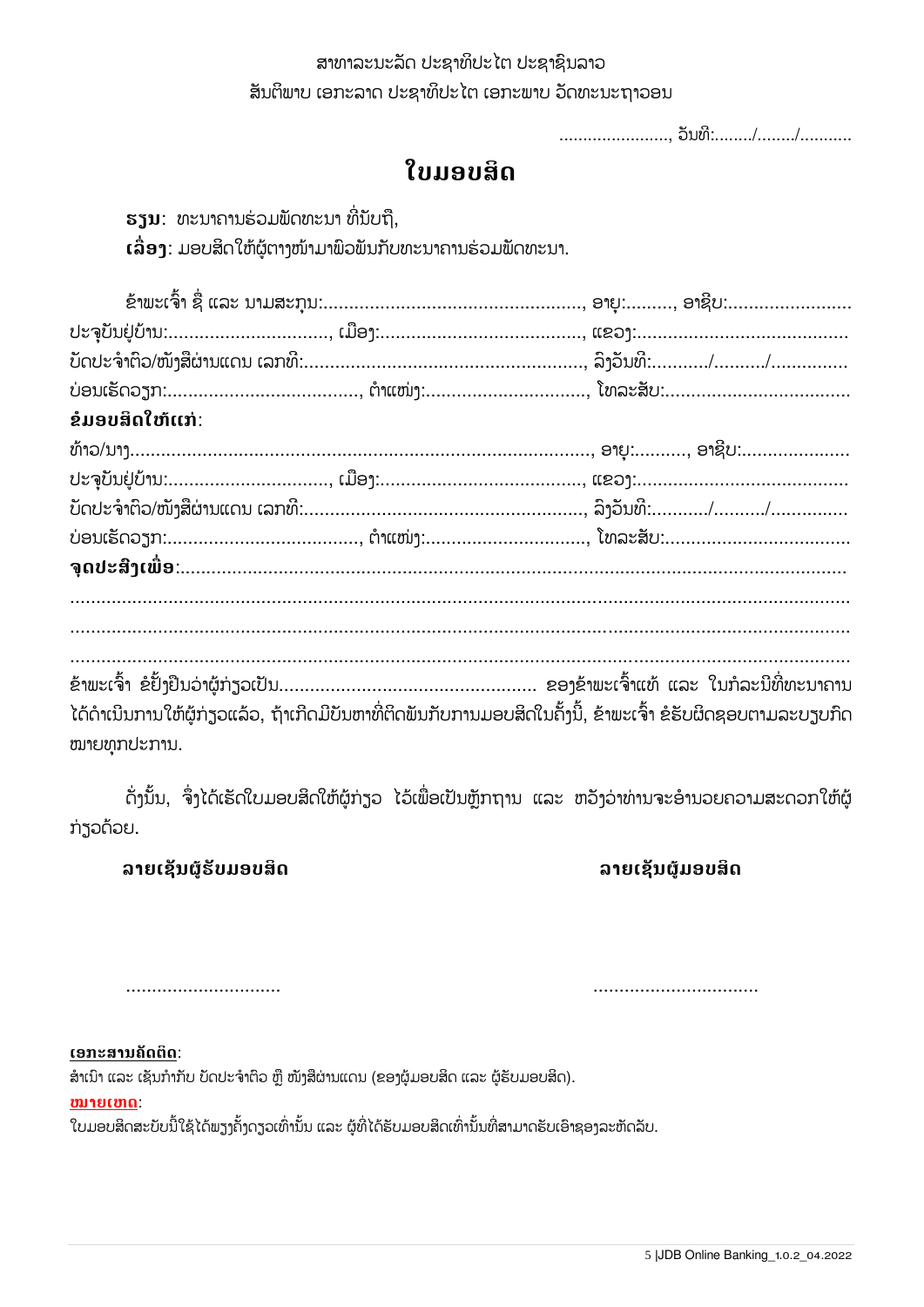ສາທາລະນະລັດ ປະຊາທິປະໄຕ ປະຊາຊົນລາວ

ສັນຕິພາບ ເອກະລາດ ປະຊາທິປະໄຕ ເອກະພາບ ວັດທະນະຖາວອນ

......................., ວັນທີ:......../......../...........

# ໃບມອບສິດ

**ຮຽນ**: ທະນາຄານຮ່ວມພັດທະນາ ທີ່ນັບຖື,

**ເລື່ອງ**: ມອບສິດໃຫ້ຜູ້ຕາງໜ້າມາພົວພັນກັບທະນາຄານຮ່ວມພັດທະນາ.

ຂ້າພະເຈົ້າ ຊື່ ແລະ ນາມສະກຸນ:.................................................., ອາຍຸ:........., ອາຊີບ:........................
ປະຈຸບັນຢູ່ບ້ານ:..............................., ເມືອງ:......................................., ແຂວງ:.........................................
ບັດປະຈຳຕົວ/ໜັງສືຜ່ານແດນ ເລກທີ:......................................................, ລົງວັນທີ:.........../........../..............
ບ່ອນເຮັດວຽກ:...................................., ຕຳແໜ່ງ:..............................., ໂທລະສັບ:....................................

**ຂໍມອບສິດໃຫ້ແກ່**:

ທ້າວ/ນາງ........................................................................................, ອາຍຸ:.........., ອາຊີບ:.....................
ປະຈຸບັນຢູ່ບ້ານ:..............................., ເມືອງ:......................................., ແຂວງ:.........................................
ບັດປະຈຳຕົວ/ໜັງສືຜ່ານແດນ ເລກທີ:......................................................, ລົງວັນທີ:.........../........../..............
ບ່ອນເຮັດວຽກ:...................................., ຕຳແໜ່ງ:..............................., ໂທລະສັບ:....................................

**ຈຸດປະສົງເພື່ອ**:.................................................................................................................................
..........................................................................................................................................................
..........................................................................................................................................................
..........................................................................................................................................................

ຂ້າພະເຈົ້າ ຂໍຢັ້ງຢືນວ່າຜູ້ກ່ຽວເປັນ................................................. ຂອງຂ້າພະເຈົ້າແທ້ ແລະ ໃນກໍລະນີທີ່ທະນາຄານໄດ້ດຳເນີນການໃຫ້ຜູ້ກ່ຽວແລ້ວ, ຖ້າເກີດມີບັນຫາທີ່ຕິດພັນກັບການມອບສິດໃນຄັ້ງນີ້, ຂ້າພະເຈົ້າ ຂໍຮັບຜິດຊອບຕາມລະບຽບກົດໝາຍທຸກປະການ.

ດັ່ງນັ້ນ, ຈຶ່ງໄດ້ເຮັດໃບມອບສິດໃຫ້ຜູ້ກ່ຽວ ໄວ້ເພື່ອເປັນຫຼັກຖານ ແລະ ຫວັງວ່າທ່ານຈະອຳນວຍຄວາມສະດວກໃຫ້ຜູ້ກ່ຽວດ້ວຍ.

**ລາຍເຊັນຜູ້ຮັບມອບສິດ** | **ລາຍເຊັນຜູ້ມອບສິດ**

.............................. | ................................

**ເອກະສານຄັດຕິດ**:

ສຳເນົາ ແລະ ເຊັນກຳກັບ ບັດປະຈຳຕົວ ຫຼື ໜັງສືຜ່ານແດນ (ຂອງຜູ້ມອບສິດ ແລະ ຜູ້ຮັບມອບສິດ).

**ໝາຍເຫດ**:

ໃບມອບສິດສະບັບນີ້ໃຊ້ໄດ້ພຽງຄັ້ງດຽວເທົ່ານັ້ນ ແລະ ຜູ້ທີ່ໄດ້ຮັບມອບສິດເທົ່ານັ້ນທີ່ສາມາດຮັບເອົາຊອງລະຫັດລັບ.